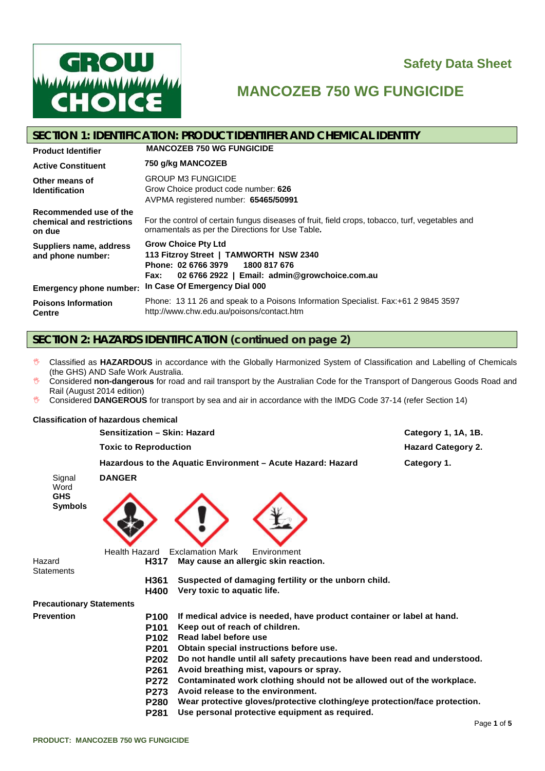# Safety Data Sheet

# MANCOZEB 750 WG FUNGICIDE

## SECTION 1: IDENTIFICATION: PRODUCT IDENTIFIER AND CHEMICAL IDENTITY

| | |
|---|---|
| **Product Identifier** | **MANCOZEB 750 WG FUNGICIDE** |
| **Active Constituent** | **750 g/kg MANCOZEB** |
| **Other means of Identification** | GROUP M3 FUNGICIDE<br>Grow Choice product code number: **626**<br>AVPMA registered number: **65465/50991** |
| **Recommended use of the chemical and restrictions on due** | For the control of certain fungus diseases of fruit, field crops, tobacco, turf, vegetables and ornamentals as per the Directions for Use Table**.** |
| **Suppliers name, address and phone number:** | **Grow Choice Pty Ltd**<br>**113 Fitzroy Street \| TAMWORTH NSW 2340**<br>**Phone: 02 6766 3979 1800 817 676**<br>**Fax: 02 6766 2922 \| Email: admin@growchoice.com.au** |
| **Emergency phone number:** | **In Case Of Emergency Dial 000** |
| **Poisons Information Centre** | Phone: 13 11 26 and speak to a Poisons Information Specialist. Fax:+61 2 9845 3597<br>http://www.chw.edu.au/poisons/contact.htm |

## SECTION 2: HAZARDS IDENTIFICATION (continued on page 2)

- Classified as **HAZARDOUS** in accordance with the Globally Harmonized System of Classification and Labelling of Chemicals (the GHS) AND Safe Work Australia.
- Considered **non-dangerous** for road and rail transport by the Australian Code for the Transport of Dangerous Goods Road and Rail (August 2014 edition)
- Considered **DANGEROUS** for transport by sea and air in accordance with the IMDG Code 37-14 (refer Section 14)

**Classification of hazardous chemical**

| | |
|---|---|
| **Sensitization – Skin: Hazard** | **Category 1, 1A, 1B.** |
| **Toxic to Reproduction** | **Hazard Category 2.** |
| **Hazardous to the Aquatic Environment – Acute Hazard: Hazard** | **Category 1.** |

Signal Word **DANGER**

**GHS Symbols**

Health Hazard Exclamation Mark Environment

Hazard Statements

- **H317** **May cause an allergic skin reaction.**
- **H361** **Suspected of damaging fertility or the unborn child.**
- **H400** **Very toxic to aquatic life.**

**Precautionary Statements**

**Prevention**

- **P100** **If medical advice is needed, have product container or label at hand.**
- **P101** **Keep out of reach of children.**
- **P102** **Read label before use**
- **P201** **Obtain special instructions before use.**
- **P202** **Do not handle until all safety precautions have been read and understood.**
- **P261** **Avoid breathing mist, vapours or spray.**
- **P272** **Contaminated work clothing should not be allowed out of the workplace.**
- **P273** **Avoid release to the environment.**
- **P280** **Wear protective gloves/protective clothing/eye protection/face protection.**
- **P281** **Use personal protective equipment as required.**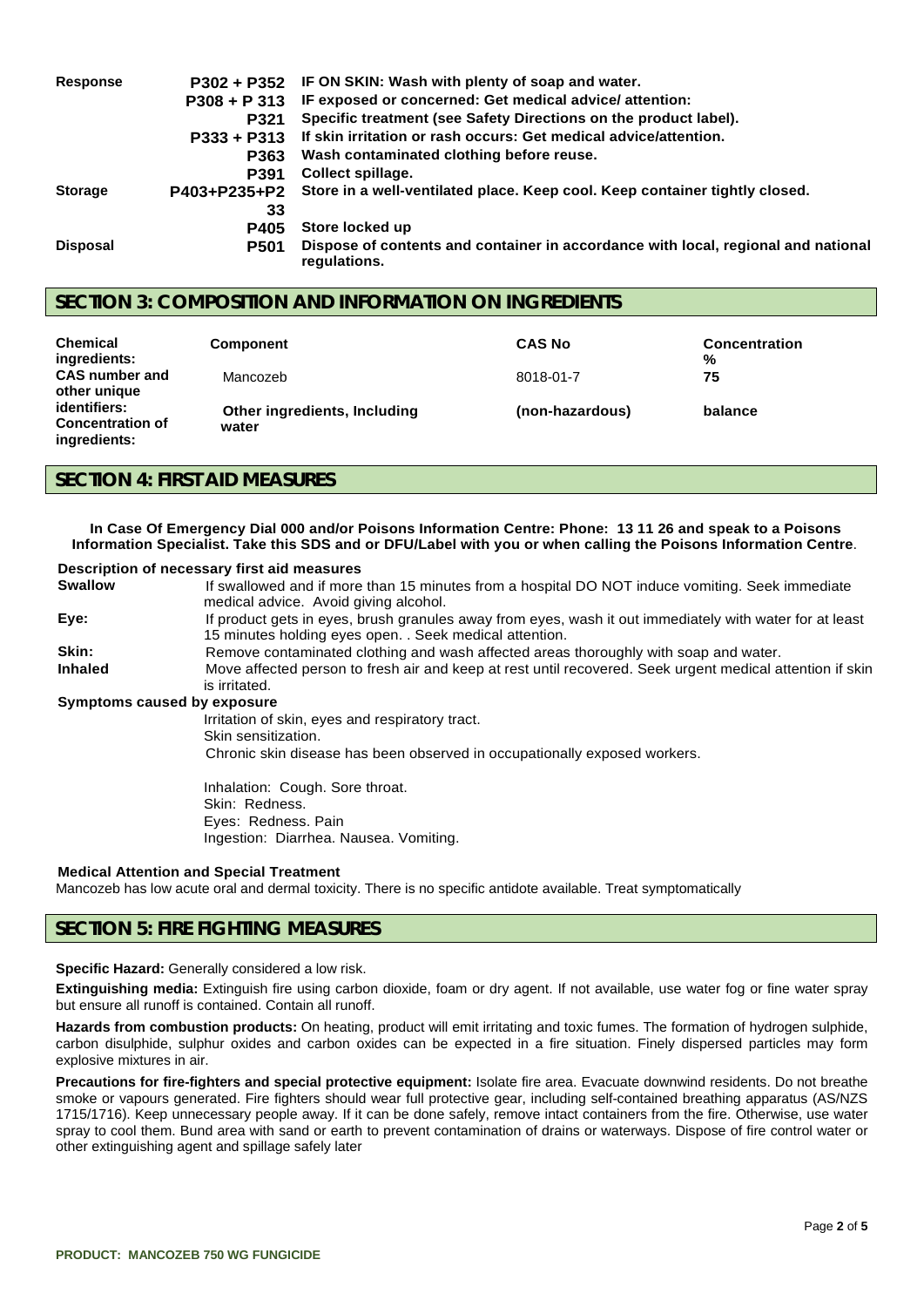| | | |
|---|---|---|
| **Response** | **P302 + P352** | **IF ON SKIN: Wash with plenty of soap and water.** |
| | **P308 + P 313** | **IF exposed or concerned: Get medical advice/ attention:** |
| | **P321** | **Specific treatment (see Safety Directions on the product label).** |
| | **P333 + P313** | **If skin irritation or rash occurs: Get medical advice/attention.** |
| | **P363** | **Wash contaminated clothing before reuse.** |
| | **P391** | **Collect spillage.** |
| **Storage** | **P403+P235+P233** | **Store in a well-ventilated place. Keep cool. Keep container tightly closed.** |
| | **P405** | **Store locked up** |
| **Disposal** | **P501** | **Dispose of contents and container in accordance with local, regional and national regulations.** |

## SECTION 3: COMPOSITION AND INFORMATION ON INGREDIENTS

| **Chemical ingredients: CAS number and other unique identifiers: Concentration of ingredients:** | **Component** | **CAS No** | **Concentration %** |
|---|---|---|---|
| | Mancozeb | 8018-01-7 | **75** |
| | **Other ingredients, Including water** | **(non-hazardous)** | **balance** |

## SECTION 4: FIRST AID MEASURES

**In Case Of Emergency Dial 000 and/or Poisons Information Centre: Phone: 13 11 26 and speak to a Poisons Information Specialist. Take this SDS and or DFU/Label with you or when calling the Poisons Information Centre**.

**Description of necessary first aid measures**

**Swallow** If swallowed and if more than 15 minutes from a hospital DO NOT induce vomiting. Seek immediate medical advice. Avoid giving alcohol.

**Eye:** If product gets in eyes, brush granules away from eyes, wash it out immediately with water for at least 15 minutes holding eyes open. . Seek medical attention.

**Skin:** Remove contaminated clothing and wash affected areas thoroughly with soap and water.

**Inhaled** Move affected person to fresh air and keep at rest until recovered. Seek urgent medical attention if skin is irritated.

**Symptoms caused by exposure**

Irritation of skin, eyes and respiratory tract.
Skin sensitization.
Chronic skin disease has been observed in occupationally exposed workers.

Inhalation: Cough. Sore throat.
Skin: Redness.
Eyes: Redness. Pain
Ingestion: Diarrhea. Nausea. Vomiting.

**Medical Attention and Special Treatment**

Mancozeb has low acute oral and dermal toxicity. There is no specific antidote available. Treat symptomatically

## SECTION 5: FIRE FIGHTING MEASURES

**Specific Hazard:** Generally considered a low risk.

**Extinguishing media:** Extinguish fire using carbon dioxide, foam or dry agent. If not available, use water fog or fine water spray but ensure all runoff is contained. Contain all runoff.

**Hazards from combustion products:** On heating, product will emit irritating and toxic fumes. The formation of hydrogen sulphide, carbon disulphide, sulphur oxides and carbon oxides can be expected in a fire situation. Finely dispersed particles may form explosive mixtures in air.

**Precautions for fire-fighters and special protective equipment:** Isolate fire area. Evacuate downwind residents. Do not breathe smoke or vapours generated. Fire fighters should wear full protective gear, including self-contained breathing apparatus (AS/NZS 1715/1716). Keep unnecessary people away. If it can be done safely, remove intact containers from the fire. Otherwise, use water spray to cool them. Bund area with sand or earth to prevent contamination of drains or waterways. Dispose of fire control water or other extinguishing agent and spillage safely later

**PRODUCT: MANCOZEB 750 WG FUNGICIDE**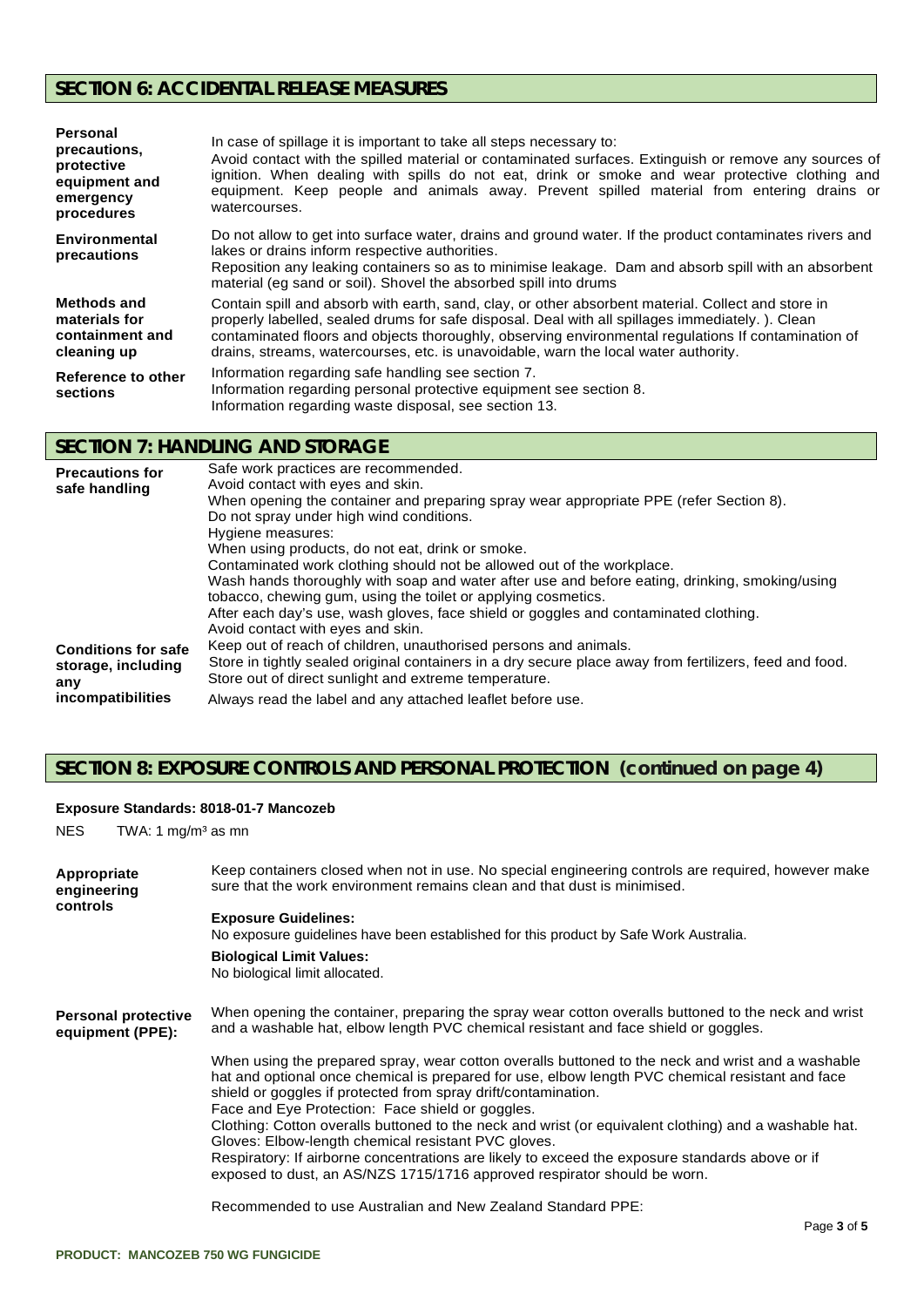## SECTION 6: ACCIDENTAL RELEASE MEASURES

| | |
|---|---|
| **Personal precautions, protective equipment and emergency procedures** | In case of spillage it is important to take all steps necessary to: Avoid contact with the spilled material or contaminated surfaces. Extinguish or remove any sources of ignition. When dealing with spills do not eat, drink or smoke and wear protective clothing and equipment. Keep people and animals away. Prevent spilled material from entering drains or watercourses. |
| **Environmental precautions** | Do not allow to get into surface water, drains and ground water. If the product contaminates rivers and lakes or drains inform respective authorities. Reposition any leaking containers so as to minimise leakage. Dam and absorb spill with an absorbent material (eg sand or soil). Shovel the absorbed spill into drums |
| **Methods and materials for containment and cleaning up** | Contain spill and absorb with earth, sand, clay, or other absorbent material. Collect and store in properly labelled, sealed drums for safe disposal. Deal with all spillages immediately. ). Clean contaminated floors and objects thoroughly, observing environmental regulations If contamination of drains, streams, watercourses, etc. is unavoidable, warn the local water authority. |
| **Reference to other sections** | Information regarding safe handling see section 7.<br>Information regarding personal protective equipment see section 8.<br>Information regarding waste disposal, see section 13. |

## SECTION 7: HANDLING AND STORAGE

| | |
|---|---|
| **Precautions for safe handling** | Safe work practices are recommended.<br>Avoid contact with eyes and skin.<br>When opening the container and preparing spray wear appropriate PPE (refer Section 8).<br>Do not spray under high wind conditions.<br>Hygiene measures:<br>When using products, do not eat, drink or smoke.<br>Contaminated work clothing should not be allowed out of the workplace.<br>Wash hands thoroughly with soap and water after use and before eating, drinking, smoking/using tobacco, chewing gum, using the toilet or applying cosmetics.<br>After each day's use, wash gloves, face shield or goggles and contaminated clothing.<br>Avoid contact with eyes and skin. |
| **Conditions for safe storage, including any incompatibilities** | Keep out of reach of children, unauthorised persons and animals.<br>Store in tightly sealed original containers in a dry secure place away from fertilizers, feed and food.<br>Store out of direct sunlight and extreme temperature.<br>Always read the label and any attached leaflet before use. |

## SECTION 8: EXPOSURE CONTROLS AND PERSONAL PROTECTION (continued on page 4)

**Exposure Standards: 8018-01-7 Mancozeb**

NES TWA: 1 mg/m³ as mn

**Appropriate engineering controls**

Keep containers closed when not in use. No special engineering controls are required, however make sure that the work environment remains clean and that dust is minimised.

**Exposure Guidelines:**
No exposure guidelines have been established for this product by Safe Work Australia.

**Biological Limit Values:**
No biological limit allocated.

**Personal protective equipment (PPE):**

When opening the container, preparing the spray wear cotton overalls buttoned to the neck and wrist and a washable hat, elbow length PVC chemical resistant and face shield or goggles.

When using the prepared spray, wear cotton overalls buttoned to the neck and wrist and a washable hat and optional once chemical is prepared for use, elbow length PVC chemical resistant and face shield or goggles if protected from spray drift/contamination.
Face and Eye Protection: Face shield or goggles.
Clothing: Cotton overalls buttoned to the neck and wrist (or equivalent clothing) and a washable hat.
Gloves: Elbow-length chemical resistant PVC gloves.
Respiratory: If airborne concentrations are likely to exceed the exposure standards above or if exposed to dust, an AS/NZS 1715/1716 approved respirator should be worn.

Recommended to use Australian and New Zealand Standard PPE: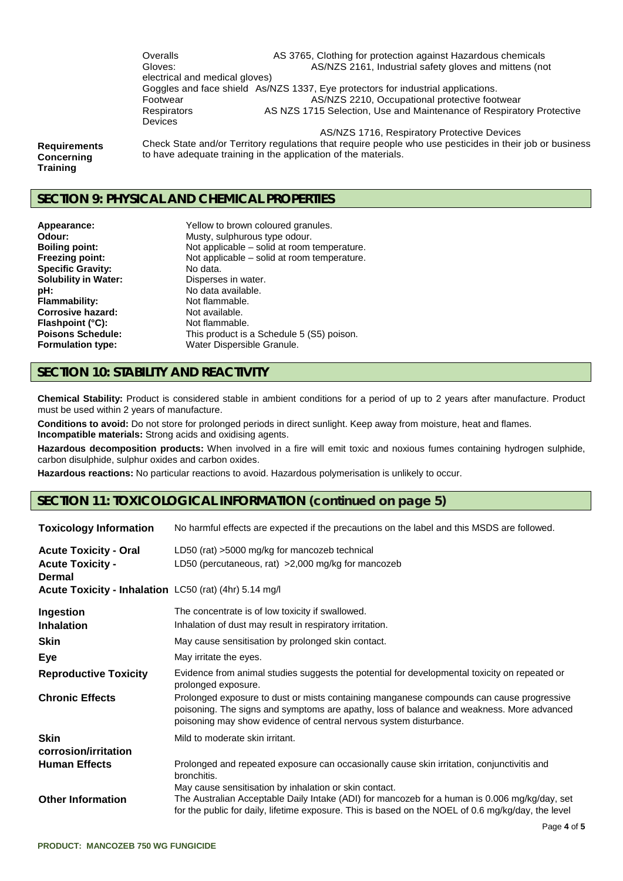| | |
|---|---|
| Overalls | AS 3765, Clothing for protection against Hazardous chemicals |
| Gloves: | AS/NZS 2161, Industrial safety gloves and mittens (not electrical and medical gloves) |
| Goggles and face shield | As/NZS 1337, Eye protectors for industrial applications. |
| Footwear | AS/NZS 2210, Occupational protective footwear |
| Respirators | AS NZS 1715 Selection, Use and Maintenance of Respiratory Protective Devices |
| | AS/NZS 1716, Respiratory Protective Devices |

**Requirements Concerning Training**

Check State and/or Territory regulations that require people who use pesticides in their job or business to have adequate training in the application of the materials.

## SECTION 9: PHYSICAL AND CHEMICAL PROPERTIES

| | |
|---|---|
| **Appearance:** | Yellow to brown coloured granules. |
| **Odour:** | Musty, sulphurous type odour. |
| **Boiling point:** | Not applicable – solid at room temperature. |
| **Freezing point:** | Not applicable – solid at room temperature. |
| **Specific Gravity:** | No data. |
| **Solubility in Water:** | Disperses in water. |
| **pH:** | No data available. |
| **Flammability:** | Not flammable. |
| **Corrosive hazard:** | Not available. |
| **Flashpoint (°C):** | Not flammable. |
| **Poisons Schedule:** | This product is a Schedule 5 (S5) poison. |
| **Formulation type:** | Water Dispersible Granule. |

## SECTION 10: STABILITY AND REACTIVITY

**Chemical Stability:** Product is considered stable in ambient conditions for a period of up to 2 years after manufacture. Product must be used within 2 years of manufacture.

**Conditions to avoid:** Do not store for prolonged periods in direct sunlight. Keep away from moisture, heat and flames.

**Incompatible materials:** Strong acids and oxidising agents.

**Hazardous decomposition products:** When involved in a fire will emit toxic and noxious fumes containing hydrogen sulphide, carbon disulphide, sulphur oxides and carbon oxides.

**Hazardous reactions:** No particular reactions to avoid. Hazardous polymerisation is unlikely to occur.

## SECTION 11: TOXICOLOGICAL INFORMATION (continued on page 5)

| | |
|---|---|
| **Toxicology Information** | No harmful effects are expected if the precautions on the label and this MSDS are followed. |
| **Acute Toxicity - Oral** | LD50 (rat) >5000 mg/kg for mancozeb technical |
| **Acute Toxicity - Dermal** | LD50 (percutaneous, rat) >2,000 mg/kg for mancozeb |
| **Acute Toxicity - Inhalation** | LC50 (rat) (4hr) 5.14 mg/l |
| **Ingestion** | The concentrate is of low toxicity if swallowed. |
| **Inhalation** | Inhalation of dust may result in respiratory irritation. |
| **Skin** | May cause sensitisation by prolonged skin contact. |
| **Eye** | May irritate the eyes. |
| **Reproductive Toxicity** | Evidence from animal studies suggests the potential for developmental toxicity on repeated or prolonged exposure. |
| **Chronic Effects** | Prolonged exposure to dust or mists containing manganese compounds can cause progressive poisoning. The signs and symptoms are apathy, loss of balance and weakness. More advanced poisoning may show evidence of central nervous system disturbance. |
| **Skin corrosion/irritation** | Mild to moderate skin irritant. |
| **Human Effects** | Prolonged and repeated exposure can occasionally cause skin irritation, conjunctivitis and bronchitis. May cause sensitisation by inhalation or skin contact. |
| **Other Information** | The Australian Acceptable Daily Intake (ADI) for mancozeb for a human is 0.006 mg/kg/day, set for the public for daily, lifetime exposure. This is based on the NOEL of 0.6 mg/kg/day, the level |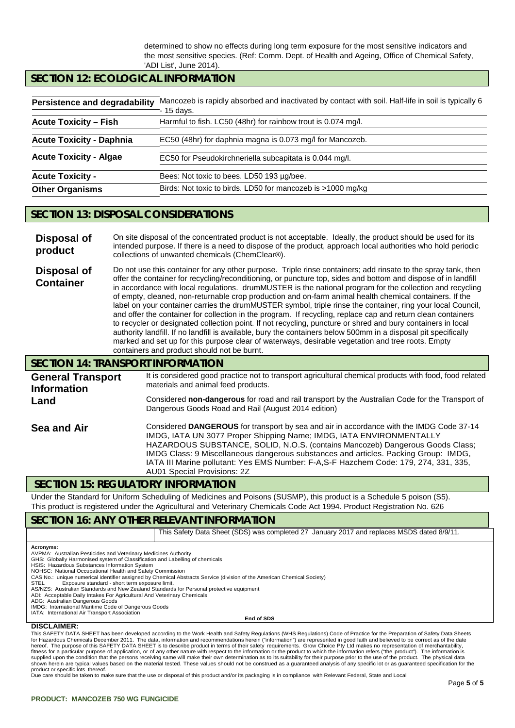determined to show no effects during long term exposure for the most sensitive indicators and the most sensitive species. (Ref: Comm. Dept. of Health and Ageing, Office of Chemical Safety, 'ADI List', June 2014).

## SECTION 12: ECOLOGICAL INFORMATION

| | |
|---|---|
| **Persistence and degradability** | Mancozeb is rapidly absorbed and inactivated by contact with soil. Half-life in soil is typically 6 - 15 days. |
| **Acute Toxicity – Fish** | Harmful to fish. LC50 (48hr) for rainbow trout is 0.074 mg/l. |
| **Acute Toxicity - Daphnia** | EC50 (48hr) for daphnia magna is 0.073 mg/l for Mancozeb. |
| **Acute Toxicity - Algae** | EC50 for Pseudokirchneriella subcapitata is 0.044 mg/l. |
| **Acute Toxicity - Other Organisms** | Bees: Not toxic to bees. LD50 193 µg/bee.<br>Birds: Not toxic to birds. LD50 for mancozeb is >1000 mg/kg |

## SECTION 13: DISPOSAL CONSIDERATIONS

**Disposal of product**

On site disposal of the concentrated product is not acceptable. Ideally, the product should be used for its intended purpose. If there is a need to dispose of the product, approach local authorities who hold periodic collections of unwanted chemicals (ChemClear®).

**Disposal of Container**

Do not use this container for any other purpose. Triple rinse containers; add rinsate to the spray tank, then offer the container for recycling/reconditioning, or puncture top, sides and bottom and dispose of in landfill in accordance with local regulations. drumMUSTER is the national program for the collection and recycling of empty, cleaned, non-returnable crop production and on-farm animal health chemical containers. If the label on your container carries the drumMUSTER symbol, triple rinse the container, ring your local Council, and offer the container for collection in the program. If recycling, replace cap and return clean containers to recycler or designated collection point. If not recycling, puncture or shred and bury containers in local authority landfill. If no landfill is available, bury the containers below 500mm in a disposal pit specifically marked and set up for this purpose clear of waterways, desirable vegetation and tree roots. Empty containers and product should not be burnt.

## SECTION 14: TRANSPORT INFORMATION

**General Transport Information**

It is considered good practice not to transport agricultural chemical products with food, food related materials and animal feed products.

**Land**

Considered **non-dangerous** for road and rail transport by the Australian Code for the Transport of Dangerous Goods Road and Rail (August 2014 edition)

**Sea and Air**

Considered **DANGEROUS** for transport by sea and air in accordance with the IMDG Code 37-14 IMDG, IATA UN 3077 Proper Shipping Name; IMDG, IATA ENVIRONMENTALLY HAZARDOUS SUBSTANCE, SOLID, N.O.S. (contains Mancozeb) Dangerous Goods Class; IMDG Class: 9 Miscellaneous dangerous substances and articles. Packing Group: IMDG, IATA III Marine pollutant: Yes EMS Number: F-A,S-F Hazchem Code: 179, 274, 331, 335, AU01 Special Provisions: 2Z

## SECTION 15: REGULATORY INFORMATION

Under the Standard for Uniform Scheduling of Medicines and Poisons (SUSMP), this product is a Schedule 5 poison (S5). This product is registered under the Agricultural and Veterinary Chemicals Code Act 1994. Product Registration No. 626

## SECTION 16: ANY OTHER RELEVANT INFORMATION

This Safety Data Sheet (SDS) was completed 27 January 2017 and replaces MSDS dated 8/9/11.

**Acronyms:**
AVPMA: Australian Pesticides and Veterinary Medicines Authority.
GHS: Globally Harmonised system of Classification and Labelling of chemicals
HSIS: Hazardous Substances Information System
NOHSC: National Occupational Health and Safety Commission
CAS No.: unique numerical identifier assigned by Chemical Abstracts Service (division of the American Chemical Society)
STEL Exposure standard - short term exposure limit.
AS/NZS: Australian Standards and New Zealand Standards for Personal protective equipment
ADI: Acceptable Daily Intakes For Agricultural And Veterinary Chemicals
ADG: Australian Dangerous Goods
IMDG: International Maritime Code of Dangerous Goods
IATA: International Air Transport Association

**End of SDS**

**DISCLAIMER:**
This SAFETY DATA SHEET has been developed according to the Work Health and Safety Regulations (WHS Regulations) Code of Practice for the Preparation of Safety Data Sheets for Hazardous Chemicals December 2011. The data, information and recommendations herein ("information") are represented in good faith and believed to be correct as of the date hereof. The purpose of this SAFETY DATA SHEET is to describe product in terms of their safety requirements. Grow Choice Pty Ltd makes no representation of merchantability, fitness for a particular purpose of application, or of any other nature with respect to the information or the product to which the information refers ("the product"). The information is supplied upon the condition that the persons receiving same will make their own determination as to its suitability for their purpose prior to the use of the product. The physical data shown herein are typical values based on the material tested. These values should not be construed as a guaranteed analysis of any specific lot or as guaranteed specification for the product or specific lots thereof.
Due care should be taken to make sure that the use or disposal of this product and/or its packaging is in compliance with Relevant Federal, State and Local